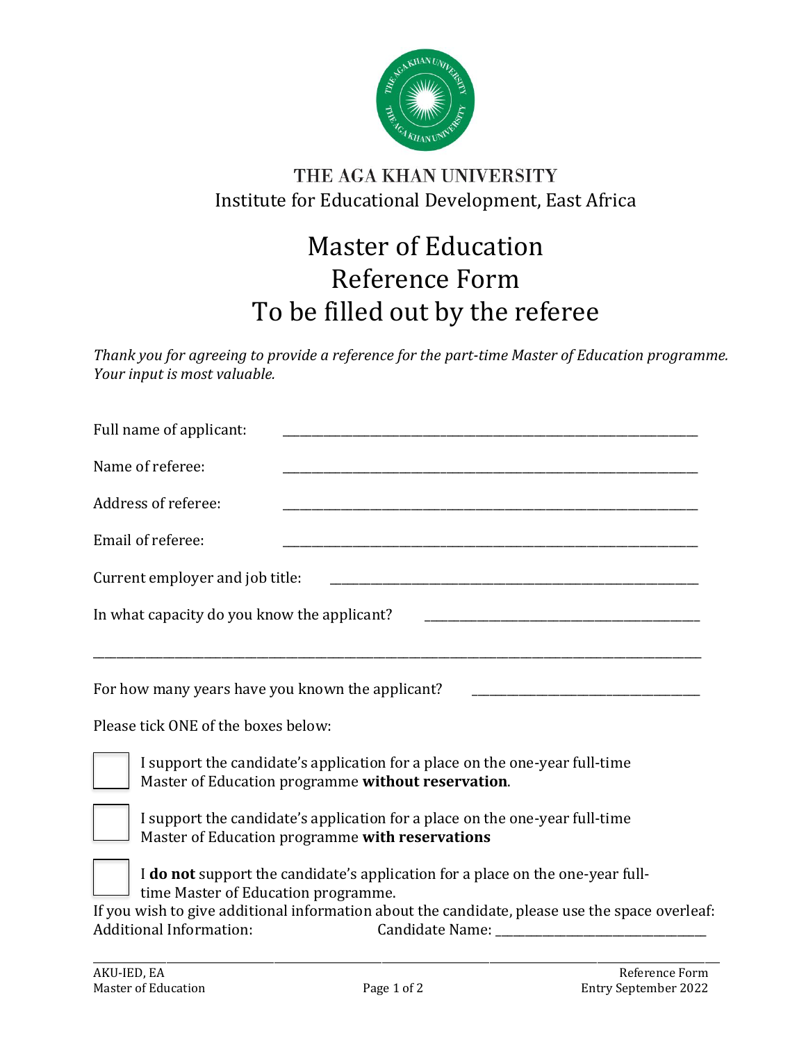# THE AGA KHAN UNIVERSITY

Institute for Educational Development, East Africa

## Master of Education
## Reference Form
## To be filled out by the referee

*Thank you for agreeing to provide a reference for the part-time Master of Education programme. Your input is most valuable.*

Full name of applicant: ____________________________________________

Name of referee: ____________________________________________

Address of referee: ____________________________________________

Email of referee: ____________________________________________

Current employer and job title: ____________________________________________

In what capacity do you know the applicant? ____________________________________________

____________________________________________________________________________

For how many years have you known the applicant? ______________________________

Please tick ONE of the boxes below:

☐ I support the candidate's application for a place on the one-year full-time Master of Education programme **without reservation**.

☐ I support the candidate's application for a place on the one-year full-time Master of Education programme **with reservations**

☐ I **do not** support the candidate's application for a place on the one-year full-time Master of Education programme.

If you wish to give additional information about the candidate, please use the space overleaf:

Additional Information: Candidate Name: ______________________________

AKU-IED, EA
Master of Education

Reference Form
Entry September 2022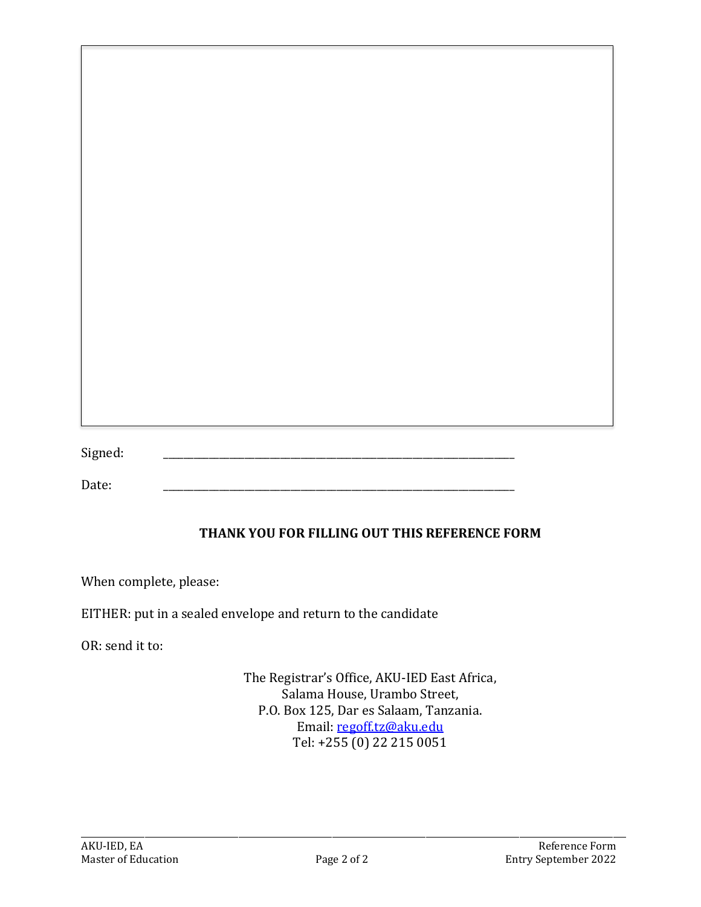Signed: ______________________________________________________________

Date: ______________________________________________________________

**THANK YOU FOR FILLING OUT THIS REFERENCE FORM**

When complete, please:

EITHER: put in a sealed envelope and return to the candidate

OR: send it to:

The Registrar's Office, AKU-IED East Africa,
Salama House, Urambo Street,
P.O. Box 125, Dar es Salaam, Tanzania.
Email: [regoff.tz@aku.edu](mailto:regoff.tz@aku.edu)
Tel: +255 (0) 22 215 0051